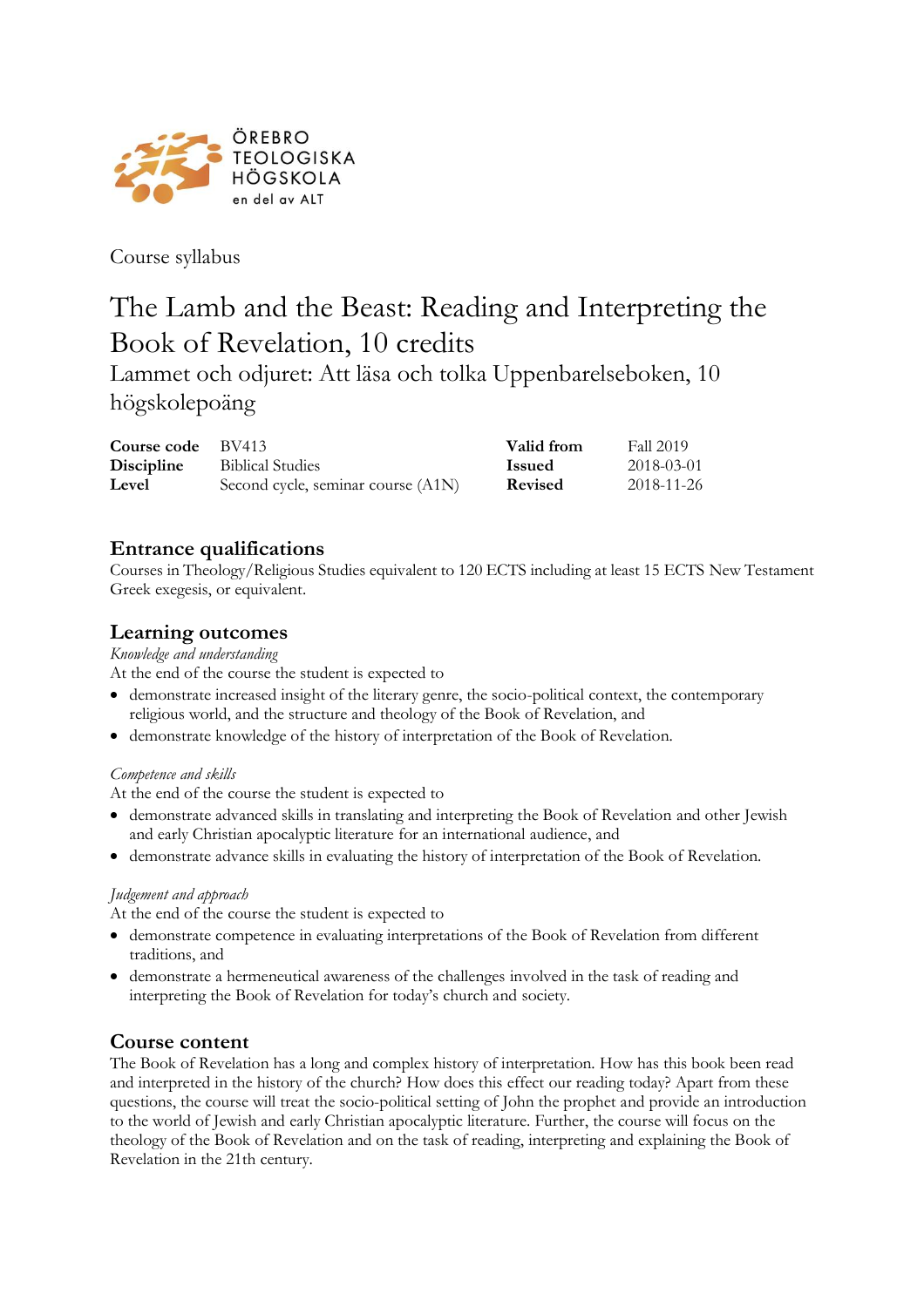ÖREBRO
TEOLOGISKA
HÖGSKOLA
en del av ALT

Course syllabus

# The Lamb and the Beast: Reading and Interpreting the Book of Revelation, 10 credits

Lammet och odjuret: Att läsa och tolka Uppenbarelseboken, 10 högskolepoäng

| | | | |
|---|---|---|---|
| **Course code** | BV413 | **Valid from** | Fall 2019 |
| **Discipline** | Biblical Studies | **Issued** | 2018-03-01 |
| **Level** | Second cycle, seminar course (A1N) | **Revised** | 2018-11-26 |

## Entrance qualifications

Courses in Theology/Religious Studies equivalent to 120 ECTS including at least 15 ECTS New Testament Greek exegesis, or equivalent.

## Learning outcomes

*Knowledge and understanding*

At the end of the course the student is expected to

- demonstrate increased insight of the literary genre, the socio-political context, the contemporary religious world, and the structure and theology of the Book of Revelation, and
- demonstrate knowledge of the history of interpretation of the Book of Revelation.

*Competence and skills*

At the end of the course the student is expected to

- demonstrate advanced skills in translating and interpreting the Book of Revelation and other Jewish and early Christian apocalyptic literature for an international audience, and
- demonstrate advance skills in evaluating the history of interpretation of the Book of Revelation.

*Judgement and approach*

At the end of the course the student is expected to

- demonstrate competence in evaluating interpretations of the Book of Revelation from different traditions, and
- demonstrate a hermeneutical awareness of the challenges involved in the task of reading and interpreting the Book of Revelation for today's church and society.

## Course content

The Book of Revelation has a long and complex history of interpretation. How has this book been read and interpreted in the history of the church? How does this effect our reading today? Apart from these questions, the course will treat the socio-political setting of John the prophet and provide an introduction to the world of Jewish and early Christian apocalyptic literature. Further, the course will focus on the theology of the Book of Revelation and on the task of reading, interpreting and explaining the Book of Revelation in the 21th century.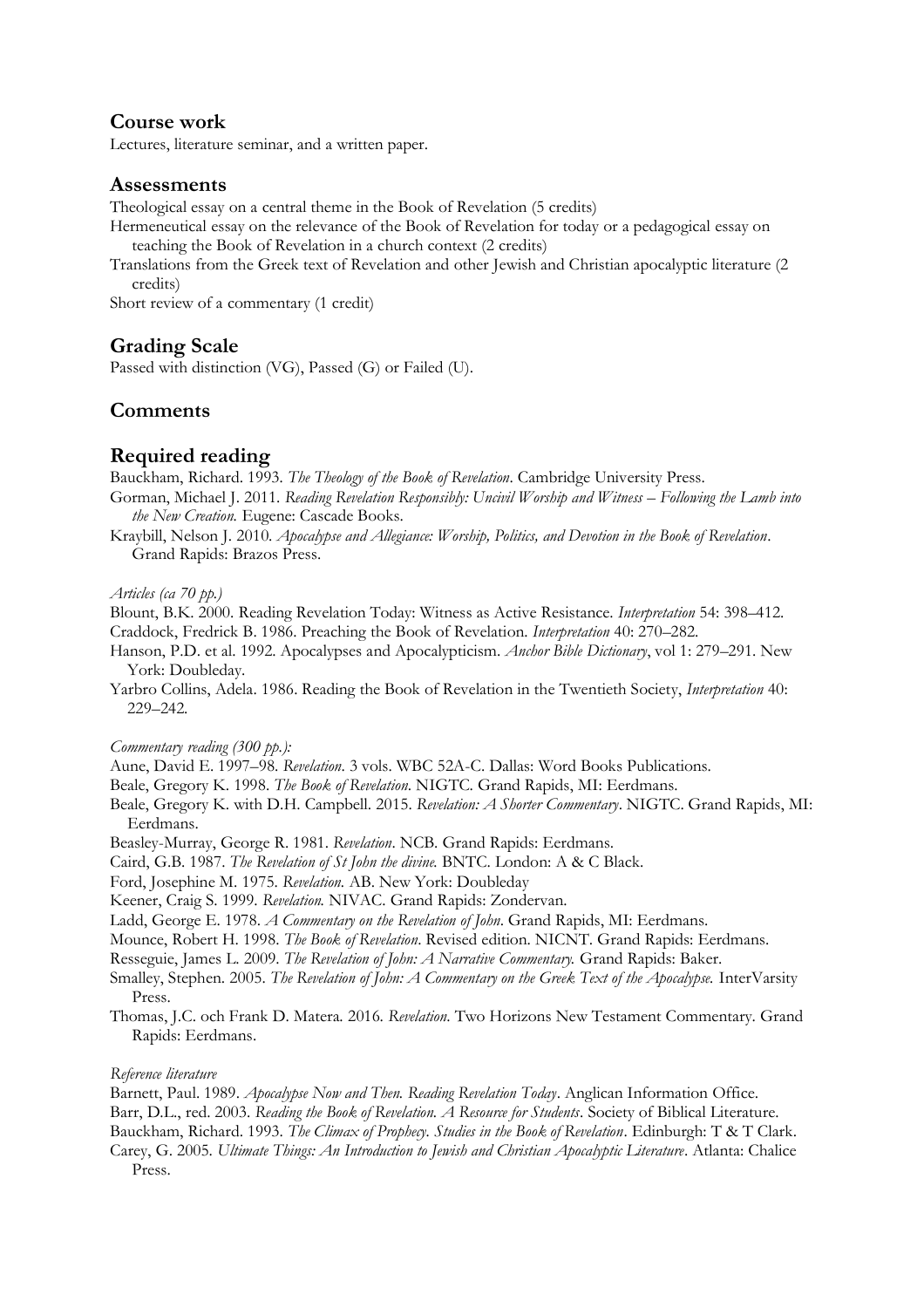## Course work

Lectures, literature seminar, and a written paper.

## Assessments

Theological essay on a central theme in the Book of Revelation (5 credits)
Hermeneutical essay on the relevance of the Book of Revelation for today or a pedagogical essay on teaching the Book of Revelation in a church context (2 credits)
Translations from the Greek text of Revelation and other Jewish and Christian apocalyptic literature (2 credits)
Short review of a commentary (1 credit)

## Grading Scale

Passed with distinction (VG), Passed (G) or Failed (U).

## Comments

## Required reading

Bauckham, Richard. 1993. *The Theology of the Book of Revelation*. Cambridge University Press.
Gorman, Michael J. 2011. *Reading Revelation Responsibly: Uncivil Worship and Witness – Following the Lamb into the New Creation.* Eugene: Cascade Books.
Kraybill, Nelson J. 2010. *Apocalypse and Allegiance: Worship, Politics, and Devotion in the Book of Revelation*. Grand Rapids: Brazos Press.

*Articles (ca 70 pp.)*

Blount, B.K. 2000. Reading Revelation Today: Witness as Active Resistance. *Interpretation* 54: 398–412.
Craddock, Fredrick B. 1986. Preaching the Book of Revelation. *Interpretation* 40: 270–282.
Hanson, P.D. et al. 1992. Apocalypses and Apocalypticism. *Anchor Bible Dictionary*, vol 1: 279–291. New York: Doubleday.
Yarbro Collins, Adela. 1986. Reading the Book of Revelation in the Twentieth Society, *Interpretation* 40: 229–242.

*Commentary reading (300 pp.):*

Aune, David E. 1997–98. *Revelation*. 3 vols. WBC 52A-C. Dallas: Word Books Publications.
Beale, Gregory K. 1998. *The Book of Revelation*. NIGTC. Grand Rapids, MI: Eerdmans.
Beale, Gregory K. with D.H. Campbell. 2015. *Revelation: A Shorter Commentary*. NIGTC. Grand Rapids, MI: Eerdmans.
Beasley-Murray, George R. 1981. *Revelation*. NCB. Grand Rapids: Eerdmans.
Caird, G.B. 1987. *The Revelation of St John the divine.* BNTC. London: A & C Black.
Ford, Josephine M. 1975. *Revelation.* AB. New York: Doubleday
Keener, Craig S. 1999. *Revelation.* NIVAC. Grand Rapids: Zondervan.
Ladd, George E. 1978. *A Commentary on the Revelation of John*. Grand Rapids, MI: Eerdmans.
Mounce, Robert H. 1998. *The Book of Revelation*. Revised edition. NICNT. Grand Rapids: Eerdmans.
Resseguie, James L. 2009. *The Revelation of John: A Narrative Commentary.* Grand Rapids: Baker.
Smalley, Stephen. 2005. *The Revelation of John: A Commentary on the Greek Text of the Apocalypse.* InterVarsity Press.
Thomas, J.C. och Frank D. Matera. 2016. *Revelation*. Two Horizons New Testament Commentary. Grand Rapids: Eerdmans.

*Reference literature*

Barnett, Paul. 1989. *Apocalypse Now and Then. Reading Revelation Today*. Anglican Information Office.
Barr, D.L., red. 2003. *Reading the Book of Revelation. A Resource for Students*. Society of Biblical Literature.
Bauckham, Richard. 1993. *The Climax of Prophecy. Studies in the Book of Revelation*. Edinburgh: T & T Clark.
Carey, G. 2005. *Ultimate Things: An Introduction to Jewish and Christian Apocalyptic Literature*. Atlanta: Chalice Press.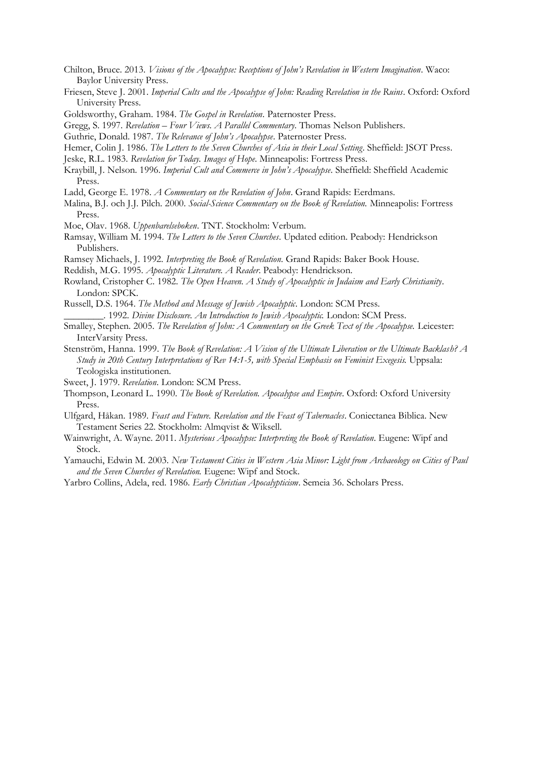Chilton, Bruce. 2013. *Visions of the Apocalypse: Receptions of John's Revelation in Western Imagination*. Waco: Baylor University Press.

Friesen, Steve J. 2001. *Imperial Cults and the Apocalypse of John: Reading Revelation in the Ruins*. Oxford: Oxford University Press.

Goldsworthy, Graham. 1984. *The Gospel in Revelation*. Paternoster Press.

Gregg, S. 1997. *Revelation – Four Views. A Parallel Commentary*. Thomas Nelson Publishers.

Guthrie, Donald. 1987. *The Relevance of John's Apocalypse*. Paternoster Press.

Hemer, Colin J. 1986. *The Letters to the Seven Churches of Asia in their Local Setting*. Sheffield: JSOT Press.

Jeske, R.L. 1983. *Revelation for Today. Images of Hope*. Minneapolis: Fortress Press.

Kraybill, J. Nelson. 1996. *Imperial Cult and Commerce in John's Apocalypse*. Sheffield: Sheffield Academic Press.

Ladd, George E. 1978. *A Commentary on the Revelation of John*. Grand Rapids: Eerdmans.

Malina, B.J. och J.J. Pilch. 2000. *Social-Science Commentary on the Book of Revelation*. Minneapolis: Fortress Press.

Moe, Olav. 1968. *Uppenbarelseboken*. TNT. Stockholm: Verbum.

Ramsay, William M. 1994. *The Letters to the Seven Churches*. Updated edition. Peabody: Hendrickson Publishers.

Ramsey Michaels, J. 1992. *Interpreting the Book of Revelation*. Grand Rapids: Baker Book House.

Reddish, M.G. 1995. *Apocalyptic Literature. A Reader*. Peabody: Hendrickson.

Rowland, Cristopher C. 1982. *The Open Heaven. A Study of Apocalyptic in Judaism and Early Christianity*. London: SPCK.

Russell, D.S. 1964. *The Method and Message of Jewish Apocalyptic*. London: SCM Press.

________. 1992. *Divine Disclosure. An Introduction to Jewish Apocalyptic*. London: SCM Press.

Smalley, Stephen. 2005. *The Revelation of John: A Commentary on the Greek Text of the Apocalypse.* Leicester: InterVarsity Press.

Stenström, Hanna. 1999. *The Book of Revelation: A Vision of the Ultimate Liberation or the Ultimate Backlash? A Study in 20th Century Interpretations of Rev 14:1-5, with Special Emphasis on Feminist Exegesis.* Uppsala: Teologiska institutionen.

Sweet, J. 1979. *Revelation*. London: SCM Press.

Thompson, Leonard L. 1990. *The Book of Revelation. Apocalypse and Empire*. Oxford: Oxford University Press.

Ulfgard, Håkan. 1989. *Feast and Future. Revelation and the Feast of Tabernacles*. Coniectanea Biblica. New Testament Series 22. Stockholm: Almqvist & Wiksell.

Wainwright, A. Wayne. 2011. *Mysterious Apocalypse: Interpreting the Book of Revelation*. Eugene: Wipf and Stock.

Yamauchi, Edwin M. 2003. *New Testament Cities in Western Asia Minor: Light from Archaeology on Cities of Paul and the Seven Churches of Revelation.* Eugene: Wipf and Stock.

Yarbro Collins, Adela, red. 1986. *Early Christian Apocalypticism*. Semeia 36. Scholars Press.